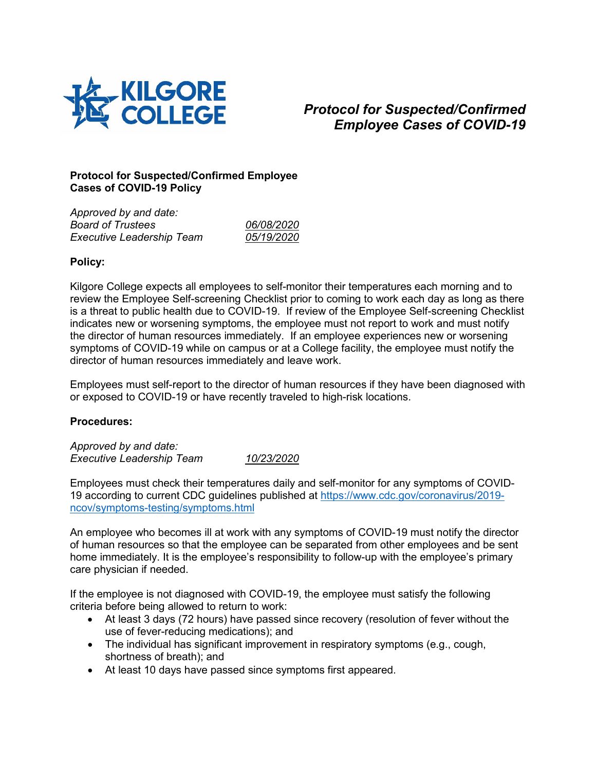# Protocol for Suspected/Confirmed Employee Cases of COVID-19

**Protocol for Suspected/Confirmed Employee Cases of COVID-19 Policy**

*Approved by and date:*

| | |
|---|---|
| *Board of Trustees* | *06/08/2020* |
| *Executive Leadership Team* | *05/19/2020* |

**Policy:**

Kilgore College expects all employees to self-monitor their temperatures each morning and to review the Employee Self-screening Checklist prior to coming to work each day as long as there is a threat to public health due to COVID-19. If review of the Employee Self-screening Checklist indicates new or worsening symptoms, the employee must not report to work and must notify the director of human resources immediately. If an employee experiences new or worsening symptoms of COVID-19 while on campus or at a College facility, the employee must notify the director of human resources immediately and leave work.

Employees must self-report to the director of human resources if they have been diagnosed with or exposed to COVID-19 or have recently traveled to high-risk locations.

**Procedures:**

*Approved by and date:*

| | |
|---|---|
| *Executive Leadership Team* | *10/23/2020* |

Employees must check their temperatures daily and self-monitor for any symptoms of COVID-19 according to current CDC guidelines published at [https://www.cdc.gov/coronavirus/2019-ncov/symptoms-testing/symptoms.html](https://www.cdc.gov/coronavirus/2019-ncov/symptoms-testing/symptoms.html)

An employee who becomes ill at work with any symptoms of COVID-19 must notify the director of human resources so that the employee can be separated from other employees and be sent home immediately. It is the employee's responsibility to follow-up with the employee's primary care physician if needed.

If the employee is not diagnosed with COVID-19, the employee must satisfy the following criteria before being allowed to return to work:

- At least 3 days (72 hours) have passed since recovery (resolution of fever without the use of fever-reducing medications); and
- The individual has significant improvement in respiratory symptoms (e.g., cough, shortness of breath); and
- At least 10 days have passed since symptoms first appeared.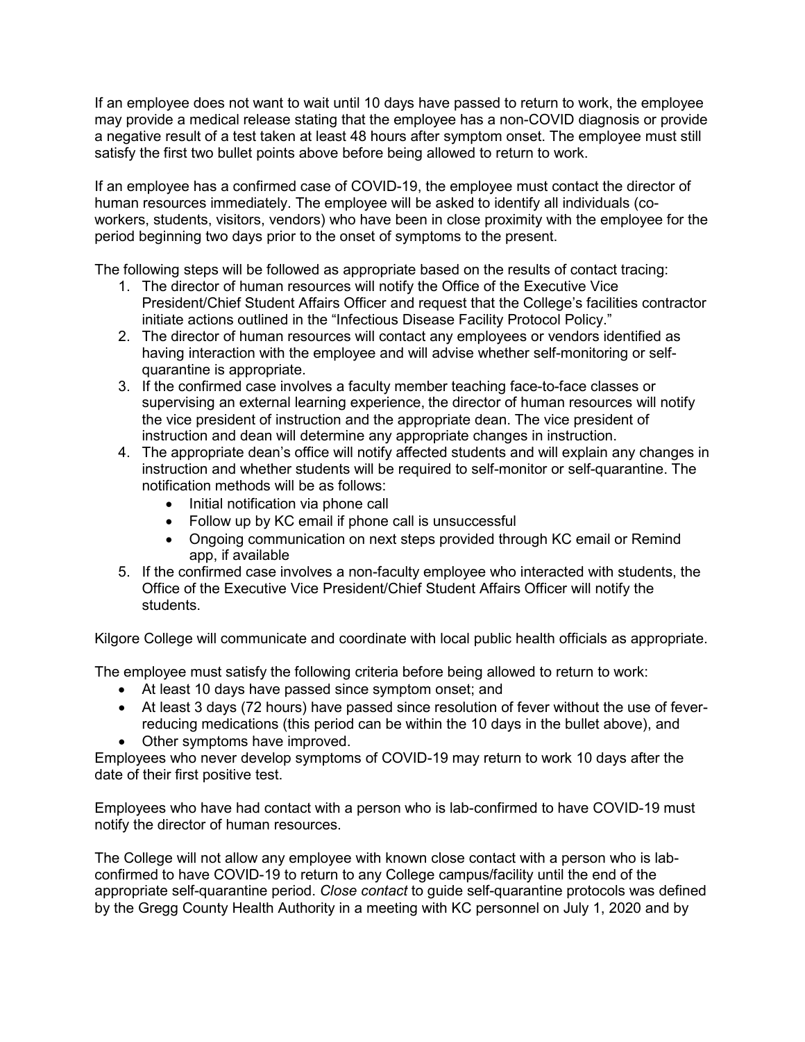If an employee does not want to wait until 10 days have passed to return to work, the employee may provide a medical release stating that the employee has a non-COVID diagnosis or provide a negative result of a test taken at least 48 hours after symptom onset. The employee must still satisfy the first two bullet points above before being allowed to return to work.

If an employee has a confirmed case of COVID-19, the employee must contact the director of human resources immediately. The employee will be asked to identify all individuals (co-workers, students, visitors, vendors) who have been in close proximity with the employee for the period beginning two days prior to the onset of symptoms to the present.

The following steps will be followed as appropriate based on the results of contact tracing:

1. The director of human resources will notify the Office of the Executive Vice President/Chief Student Affairs Officer and request that the College's facilities contractor initiate actions outlined in the "Infectious Disease Facility Protocol Policy."
2. The director of human resources will contact any employees or vendors identified as having interaction with the employee and will advise whether self-monitoring or self-quarantine is appropriate.
3. If the confirmed case involves a faculty member teaching face-to-face classes or supervising an external learning experience, the director of human resources will notify the vice president of instruction and the appropriate dean. The vice president of instruction and dean will determine any appropriate changes in instruction.
4. The appropriate dean's office will notify affected students and will explain any changes in instruction and whether students will be required to self-monitor or self-quarantine. The notification methods will be as follows:
   - Initial notification via phone call
   - Follow up by KC email if phone call is unsuccessful
   - Ongoing communication on next steps provided through KC email or Remind app, if available
5. If the confirmed case involves a non-faculty employee who interacted with students, the Office of the Executive Vice President/Chief Student Affairs Officer will notify the students.

Kilgore College will communicate and coordinate with local public health officials as appropriate.

The employee must satisfy the following criteria before being allowed to return to work:

- At least 10 days have passed since symptom onset; and
- At least 3 days (72 hours) have passed since resolution of fever without the use of fever-reducing medications (this period can be within the 10 days in the bullet above), and
- Other symptoms have improved.

Employees who never develop symptoms of COVID-19 may return to work 10 days after the date of their first positive test.

Employees who have had contact with a person who is lab-confirmed to have COVID-19 must notify the director of human resources.

The College will not allow any employee with known close contact with a person who is lab-confirmed to have COVID-19 to return to any College campus/facility until the end of the appropriate self-quarantine period. *Close contact* to guide self-quarantine protocols was defined by the Gregg County Health Authority in a meeting with KC personnel on July 1, 2020 and by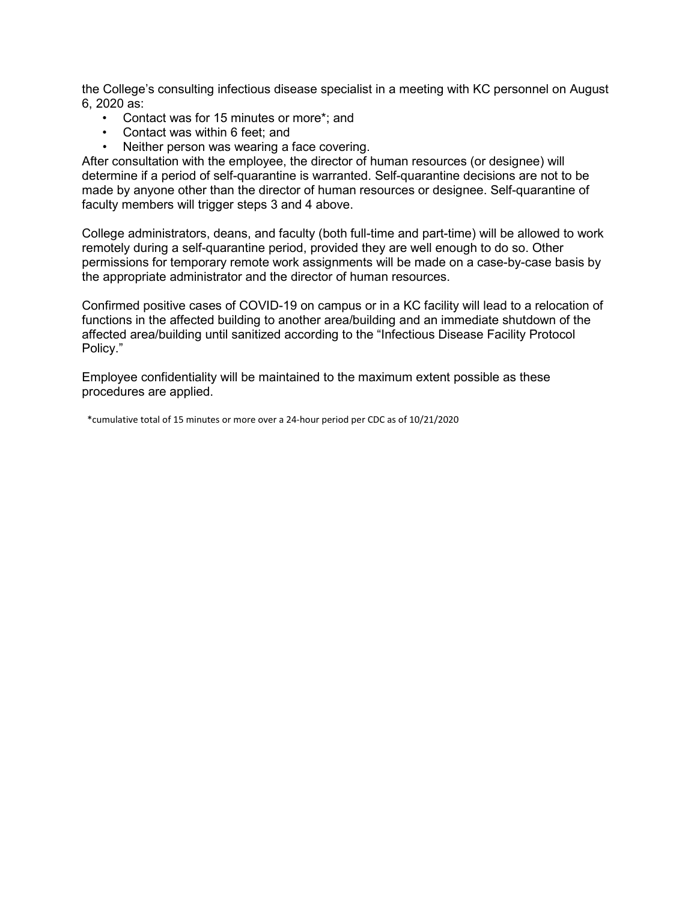the College's consulting infectious disease specialist in a meeting with KC personnel on August 6, 2020 as:

- Contact was for 15 minutes or more*; and
- Contact was within 6 feet; and
- Neither person was wearing a face covering.

After consultation with the employee, the director of human resources (or designee) will determine if a period of self-quarantine is warranted. Self-quarantine decisions are not to be made by anyone other than the director of human resources or designee. Self-quarantine of faculty members will trigger steps 3 and 4 above.

College administrators, deans, and faculty (both full-time and part-time) will be allowed to work remotely during a self-quarantine period, provided they are well enough to do so. Other permissions for temporary remote work assignments will be made on a case-by-case basis by the appropriate administrator and the director of human resources.

Confirmed positive cases of COVID-19 on campus or in a KC facility will lead to a relocation of functions in the affected building to another area/building and an immediate shutdown of the affected area/building until sanitized according to the "Infectious Disease Facility Protocol Policy."

Employee confidentiality will be maintained to the maximum extent possible as these procedures are applied.

*cumulative total of 15 minutes or more over a 24-hour period per CDC as of 10/21/2020